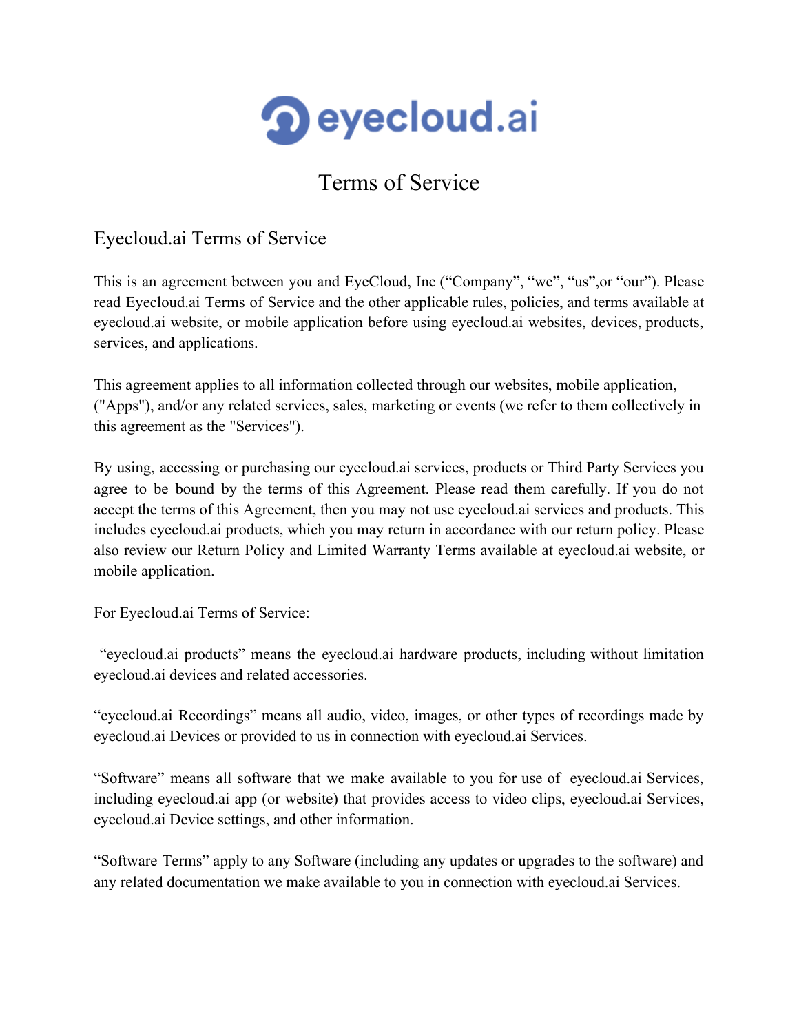# eyecloud.ai

# Terms of Service

## Eyecloud.ai Terms of Service

This is an agreement between you and EyeCloud, Inc ("Company", "we", "us",or "our"). Please read Eyecloud.ai Terms of Service and the other applicable rules, policies, and terms available at eyecloud.ai website, or mobile application before using eyecloud.ai websites, devices, products, services, and applications.

This agreement applies to all information collected through our websites, mobile application, ("Apps"), and/or any related services, sales, marketing or events (we refer to them collectively in this agreement as the "Services").

By using, accessing or purchasing our eyecloud.ai services, products or Third Party Services you agree to be bound by the terms of this Agreement. Please read them carefully. If you do not accept the terms of this Agreement, then you may not use eyecloud.ai services and products. This includes eyecloud.ai products, which you may return in accordance with our return policy. Please also review our Return Policy and Limited Warranty Terms available at eyecloud.ai website, or mobile application.

For Eyecloud.ai Terms of Service:

"eyecloud.ai products" means the eyecloud.ai hardware products, including without limitation eyecloud.ai devices and related accessories.

"eyecloud.ai Recordings" means all audio, video, images, or other types of recordings made by eyecloud.ai Devices or provided to us in connection with eyecloud.ai Services.

"Software" means all software that we make available to you for use of eyecloud.ai Services, including eyecloud.ai app (or website) that provides access to video clips, eyecloud.ai Services, eyecloud.ai Device settings, and other information.

"Software Terms" apply to any Software (including any updates or upgrades to the software) and any related documentation we make available to you in connection with eyecloud.ai Services.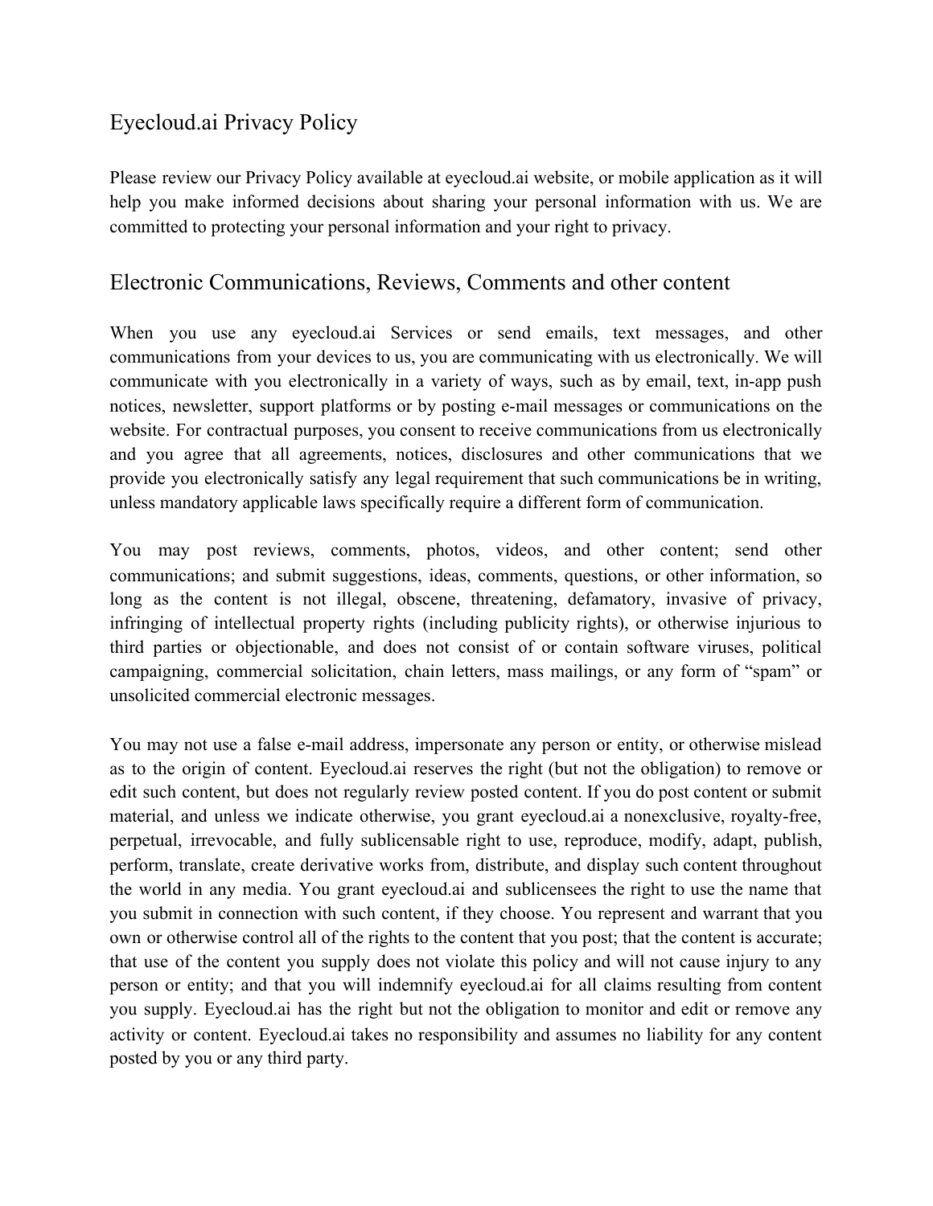## Eyecloud.ai Privacy Policy

Please review our Privacy Policy available at eyecloud.ai website, or mobile application as it will help you make informed decisions about sharing your personal information with us. We are committed to protecting your personal information and your right to privacy.

## Electronic Communications, Reviews, Comments and other content

When you use any eyecloud.ai Services or send emails, text messages, and other communications from your devices to us, you are communicating with us electronically. We will communicate with you electronically in a variety of ways, such as by email, text, in-app push notices, newsletter, support platforms or by posting e-mail messages or communications on the website. For contractual purposes, you consent to receive communications from us electronically and you agree that all agreements, notices, disclosures and other communications that we provide you electronically satisfy any legal requirement that such communications be in writing, unless mandatory applicable laws specifically require a different form of communication.

You may post reviews, comments, photos, videos, and other content; send other communications; and submit suggestions, ideas, comments, questions, or other information, so long as the content is not illegal, obscene, threatening, defamatory, invasive of privacy, infringing of intellectual property rights (including publicity rights), or otherwise injurious to third parties or objectionable, and does not consist of or contain software viruses, political campaigning, commercial solicitation, chain letters, mass mailings, or any form of "spam" or unsolicited commercial electronic messages.

You may not use a false e-mail address, impersonate any person or entity, or otherwise mislead as to the origin of content. Eyecloud.ai reserves the right (but not the obligation) to remove or edit such content, but does not regularly review posted content. If you do post content or submit material, and unless we indicate otherwise, you grant eyecloud.ai a nonexclusive, royalty-free, perpetual, irrevocable, and fully sublicensable right to use, reproduce, modify, adapt, publish, perform, translate, create derivative works from, distribute, and display such content throughout the world in any media. You grant eyecloud.ai and sublicensees the right to use the name that you submit in connection with such content, if they choose. You represent and warrant that you own or otherwise control all of the rights to the content that you post; that the content is accurate; that use of the content you supply does not violate this policy and will not cause injury to any person or entity; and that you will indemnify eyecloud.ai for all claims resulting from content you supply. Eyecloud.ai has the right but not the obligation to monitor and edit or remove any activity or content. Eyecloud.ai takes no responsibility and assumes no liability for any content posted by you or any third party.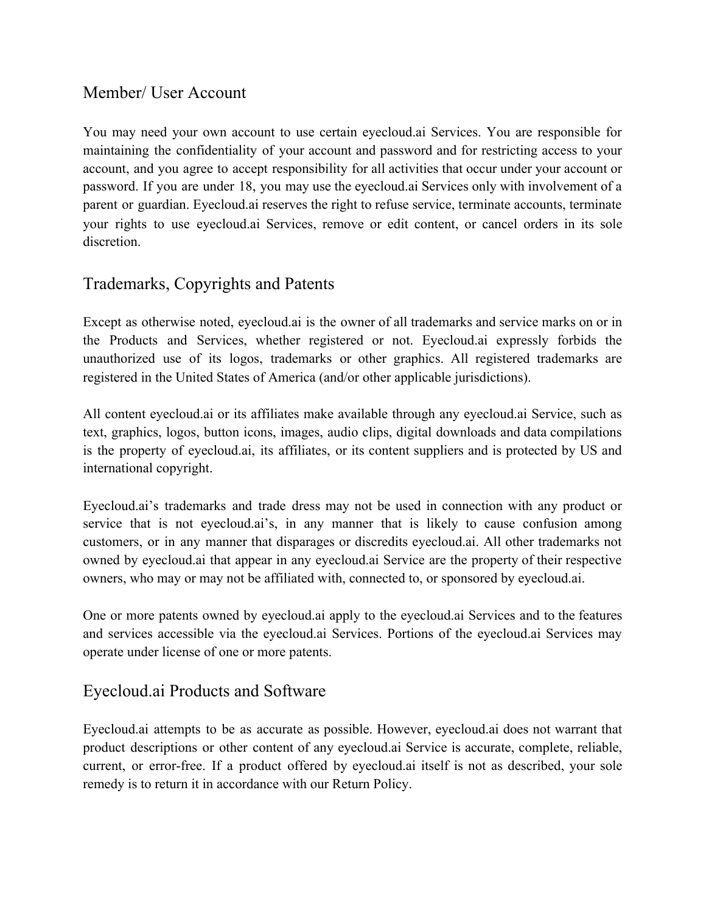## Member/ User Account

You may need your own account to use certain eyecloud.ai Services. You are responsible for maintaining the confidentiality of your account and password and for restricting access to your account, and you agree to accept responsibility for all activities that occur under your account or password. If you are under 18, you may use the eyecloud.ai Services only with involvement of a parent or guardian. Eyecloud.ai reserves the right to refuse service, terminate accounts, terminate your rights to use eyecloud.ai Services, remove or edit content, or cancel orders in its sole discretion.

## Trademarks, Copyrights and Patents

Except as otherwise noted, eyecloud.ai is the owner of all trademarks and service marks on or in the Products and Services, whether registered or not. Eyecloud.ai expressly forbids the unauthorized use of its logos, trademarks or other graphics. All registered trademarks are registered in the United States of America (and/or other applicable jurisdictions).

All content eyecloud.ai or its affiliates make available through any eyecloud.ai Service, such as text, graphics, logos, button icons, images, audio clips, digital downloads and data compilations is the property of eyecloud.ai, its affiliates, or its content suppliers and is protected by US and international copyright.

Eyecloud.ai's trademarks and trade dress may not be used in connection with any product or service that is not eyecloud.ai's, in any manner that is likely to cause confusion among customers, or in any manner that disparages or discredits eyecloud.ai. All other trademarks not owned by eyecloud.ai that appear in any eyecloud.ai Service are the property of their respective owners, who may or may not be affiliated with, connected to, or sponsored by eyecloud.ai.

One or more patents owned by eyecloud.ai apply to the eyecloud.ai Services and to the features and services accessible via the eyecloud.ai Services. Portions of the eyecloud.ai Services may operate under license of one or more patents.

## Eyecloud.ai Products and Software

Eyecloud.ai attempts to be as accurate as possible. However, eyecloud.ai does not warrant that product descriptions or other content of any eyecloud.ai Service is accurate, complete, reliable, current, or error-free. If a product offered by eyecloud.ai itself is not as described, your sole remedy is to return it in accordance with our Return Policy.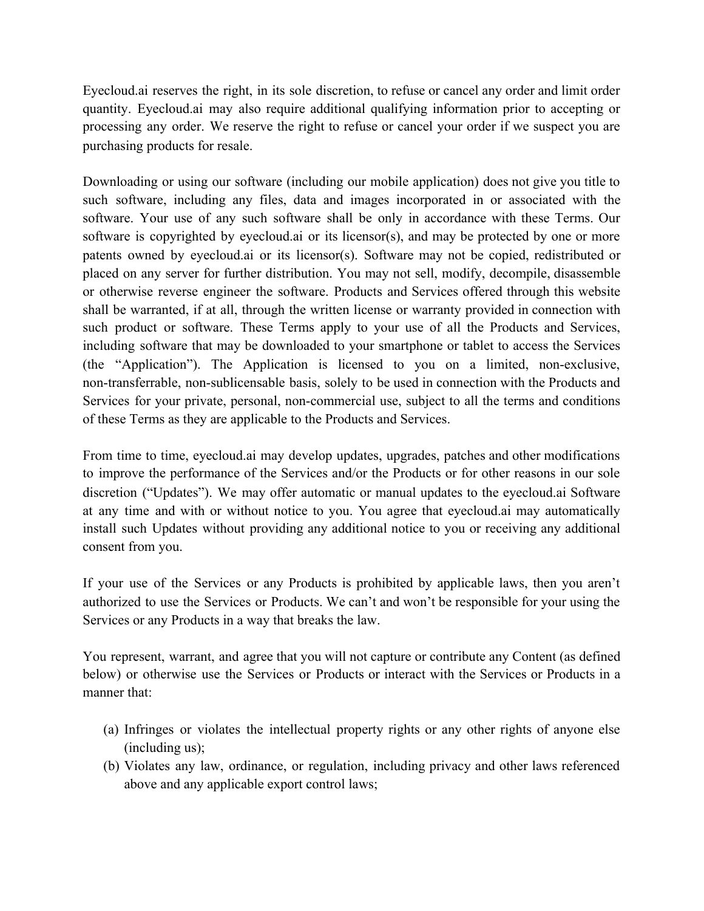Eyecloud.ai reserves the right, in its sole discretion, to refuse or cancel any order and limit order quantity. Eyecloud.ai may also require additional qualifying information prior to accepting or processing any order. We reserve the right to refuse or cancel your order if we suspect you are purchasing products for resale.

Downloading or using our software (including our mobile application) does not give you title to such software, including any files, data and images incorporated in or associated with the software. Your use of any such software shall be only in accordance with these Terms. Our software is copyrighted by eyecloud.ai or its licensor(s), and may be protected by one or more patents owned by eyecloud.ai or its licensor(s). Software may not be copied, redistributed or placed on any server for further distribution. You may not sell, modify, decompile, disassemble or otherwise reverse engineer the software. Products and Services offered through this website shall be warranted, if at all, through the written license or warranty provided in connection with such product or software. These Terms apply to your use of all the Products and Services, including software that may be downloaded to your smartphone or tablet to access the Services (the "Application"). The Application is licensed to you on a limited, non-exclusive, non-transferrable, non-sublicensable basis, solely to be used in connection with the Products and Services for your private, personal, non-commercial use, subject to all the terms and conditions of these Terms as they are applicable to the Products and Services.

From time to time, eyecloud.ai may develop updates, upgrades, patches and other modifications to improve the performance of the Services and/or the Products or for other reasons in our sole discretion ("Updates"). We may offer automatic or manual updates to the eyecloud.ai Software at any time and with or without notice to you. You agree that eyecloud.ai may automatically install such Updates without providing any additional notice to you or receiving any additional consent from you.

If your use of the Services or any Products is prohibited by applicable laws, then you aren't authorized to use the Services or Products. We can't and won't be responsible for your using the Services or any Products in a way that breaks the law.

You represent, warrant, and agree that you will not capture or contribute any Content (as defined below) or otherwise use the Services or Products or interact with the Services or Products in a manner that:

(a) Infringes or violates the intellectual property rights or any other rights of anyone else (including us);
(b) Violates any law, ordinance, or regulation, including privacy and other laws referenced above and any applicable export control laws;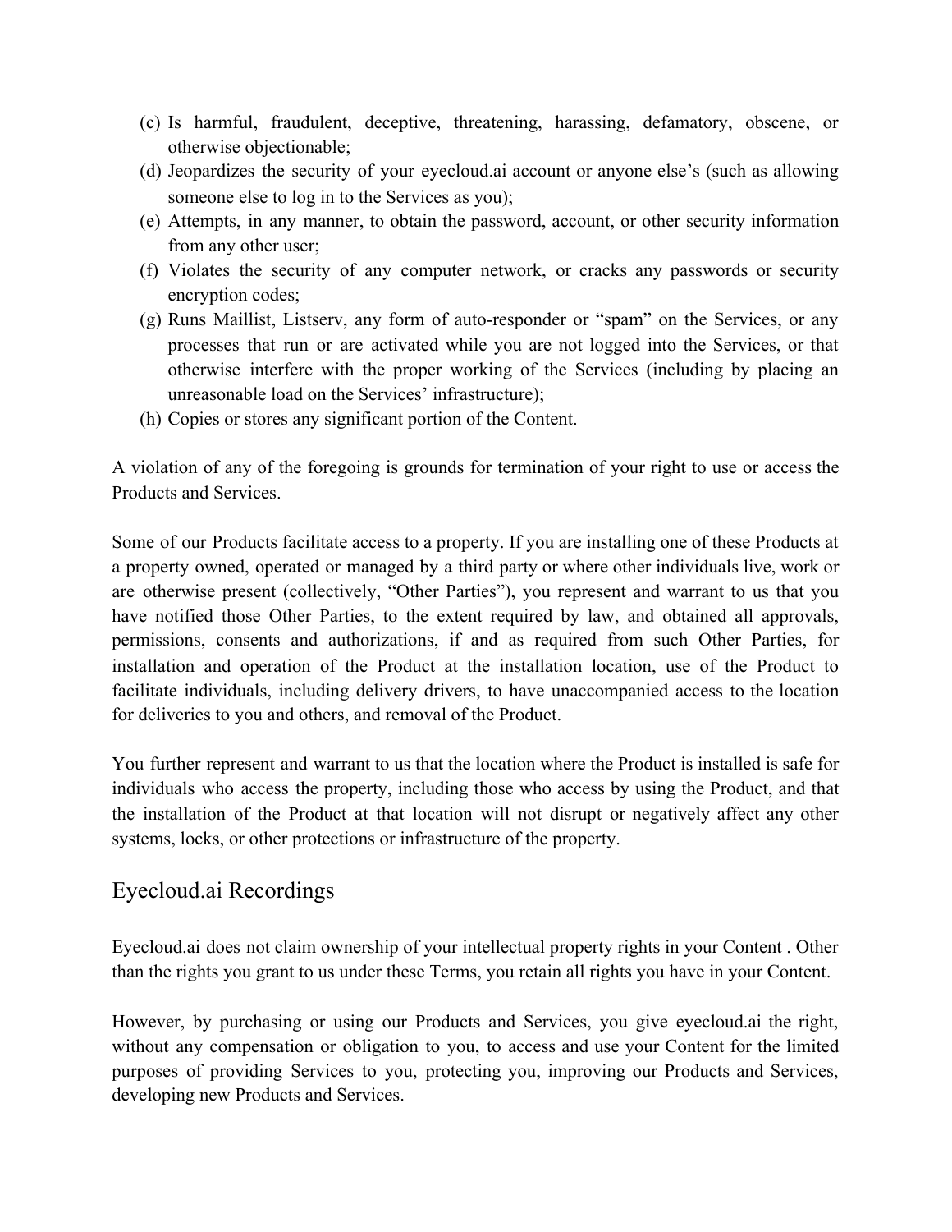(c) Is harmful, fraudulent, deceptive, threatening, harassing, defamatory, obscene, or otherwise objectionable;
(d) Jeopardizes the security of your eyecloud.ai account or anyone else's (such as allowing someone else to log in to the Services as you);
(e) Attempts, in any manner, to obtain the password, account, or other security information from any other user;
(f) Violates the security of any computer network, or cracks any passwords or security encryption codes;
(g) Runs Maillist, Listserv, any form of auto-responder or "spam" on the Services, or any processes that run or are activated while you are not logged into the Services, or that otherwise interfere with the proper working of the Services (including by placing an unreasonable load on the Services' infrastructure);
(h) Copies or stores any significant portion of the Content.

A violation of any of the foregoing is grounds for termination of your right to use or access the Products and Services.

Some of our Products facilitate access to a property. If you are installing one of these Products at a property owned, operated or managed by a third party or where other individuals live, work or are otherwise present (collectively, "Other Parties"), you represent and warrant to us that you have notified those Other Parties, to the extent required by law, and obtained all approvals, permissions, consents and authorizations, if and as required from such Other Parties, for installation and operation of the Product at the installation location, use of the Product to facilitate individuals, including delivery drivers, to have unaccompanied access to the location for deliveries to you and others, and removal of the Product.

You further represent and warrant to us that the location where the Product is installed is safe for individuals who access the property, including those who access by using the Product, and that the installation of the Product at that location will not disrupt or negatively affect any other systems, locks, or other protections or infrastructure of the property.

## Eyecloud.ai Recordings

Eyecloud.ai does not claim ownership of your intellectual property rights in your Content . Other than the rights you grant to us under these Terms, you retain all rights you have in your Content.

However, by purchasing or using our Products and Services, you give eyecloud.ai the right, without any compensation or obligation to you, to access and use your Content for the limited purposes of providing Services to you, protecting you, improving our Products and Services, developing new Products and Services.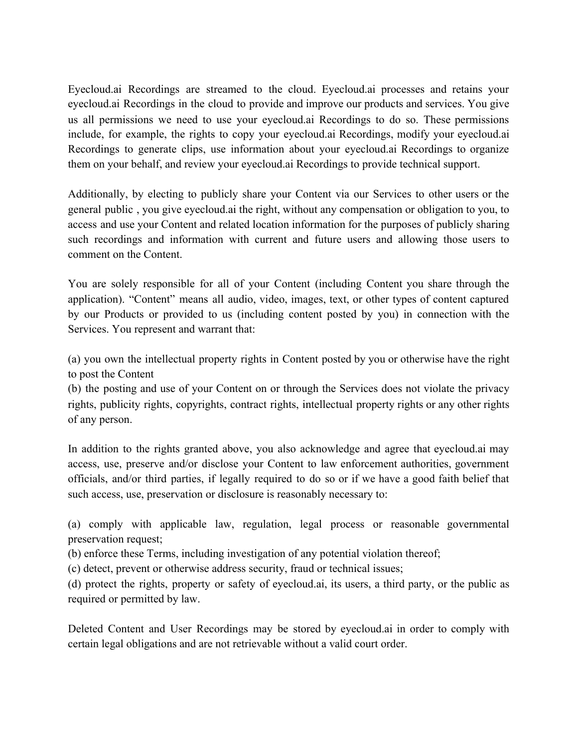Eyecloud.ai Recordings are streamed to the cloud. Eyecloud.ai processes and retains your eyecloud.ai Recordings in the cloud to provide and improve our products and services. You give us all permissions we need to use your eyecloud.ai Recordings to do so. These permissions include, for example, the rights to copy your eyecloud.ai Recordings, modify your eyecloud.ai Recordings to generate clips, use information about your eyecloud.ai Recordings to organize them on your behalf, and review your eyecloud.ai Recordings to provide technical support.

Additionally, by electing to publicly share your Content via our Services to other users or the general public , you give eyecloud.ai the right, without any compensation or obligation to you, to access and use your Content and related location information for the purposes of publicly sharing such recordings and information with current and future users and allowing those users to comment on the Content.

You are solely responsible for all of your Content (including Content you share through the application). “Content” means all audio, video, images, text, or other types of content captured by our Products or provided to us (including content posted by you) in connection with the Services. You represent and warrant that:

(a) you own the intellectual property rights in Content posted by you or otherwise have the right to post the Content
(b) the posting and use of your Content on or through the Services does not violate the privacy rights, publicity rights, copyrights, contract rights, intellectual property rights or any other rights of any person.

In addition to the rights granted above, you also acknowledge and agree that eyecloud.ai may access, use, preserve and/or disclose your Content to law enforcement authorities, government officials, and/or third parties, if legally required to do so or if we have a good faith belief that such access, use, preservation or disclosure is reasonably necessary to:

(a) comply with applicable law, regulation, legal process or reasonable governmental preservation request;
(b) enforce these Terms, including investigation of any potential violation thereof;
(c) detect, prevent or otherwise address security, fraud or technical issues;
(d) protect the rights, property or safety of eyecloud.ai, its users, a third party, or the public as required or permitted by law.

Deleted Content and User Recordings may be stored by eyecloud.ai in order to comply with certain legal obligations and are not retrievable without a valid court order.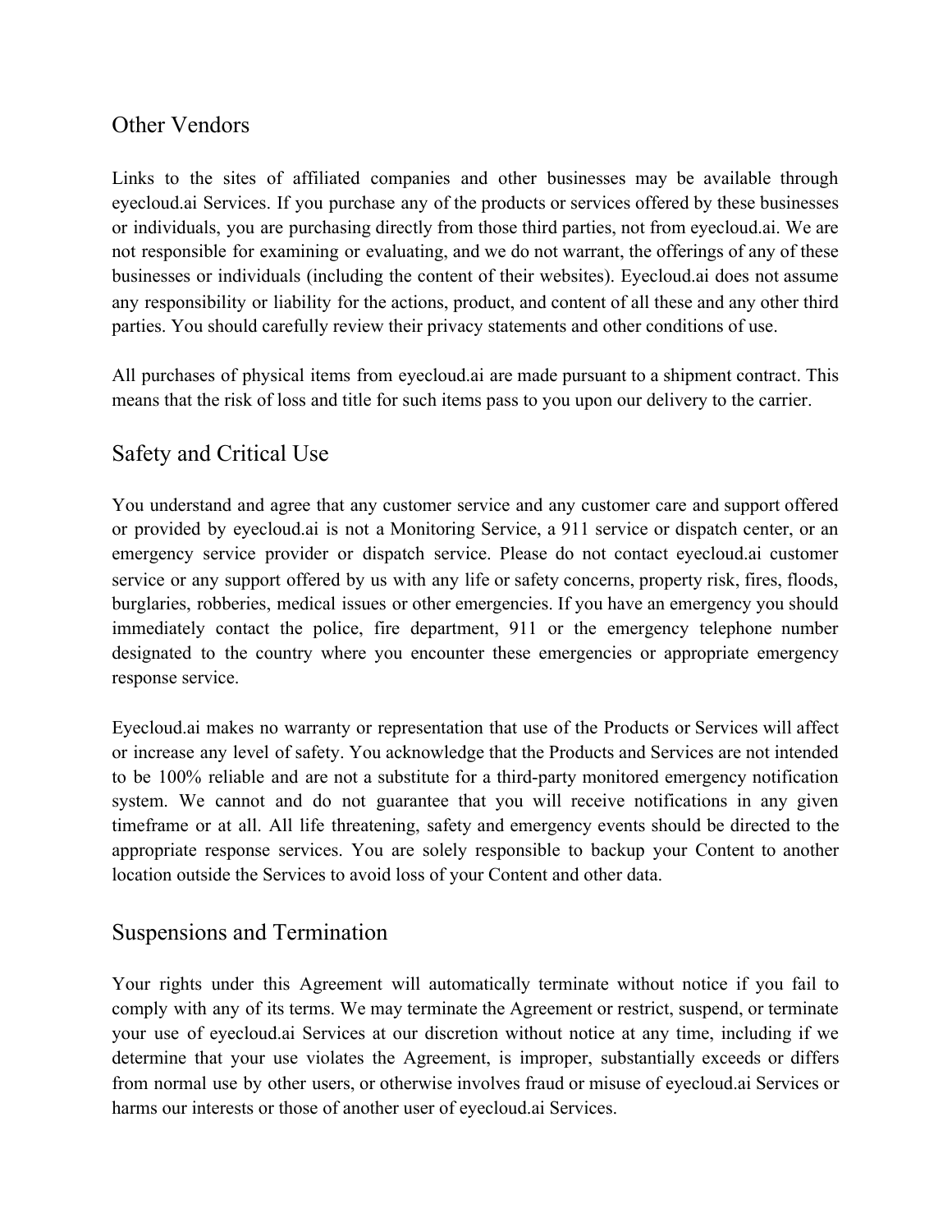## Other Vendors

Links to the sites of affiliated companies and other businesses may be available through eyecloud.ai Services. If you purchase any of the products or services offered by these businesses or individuals, you are purchasing directly from those third parties, not from eyecloud.ai. We are not responsible for examining or evaluating, and we do not warrant, the offerings of any of these businesses or individuals (including the content of their websites). Eyecloud.ai does not assume any responsibility or liability for the actions, product, and content of all these and any other third parties. You should carefully review their privacy statements and other conditions of use.

All purchases of physical items from eyecloud.ai are made pursuant to a shipment contract. This means that the risk of loss and title for such items pass to you upon our delivery to the carrier.

## Safety and Critical Use

You understand and agree that any customer service and any customer care and support offered or provided by eyecloud.ai is not a Monitoring Service, a 911 service or dispatch center, or an emergency service provider or dispatch service. Please do not contact eyecloud.ai customer service or any support offered by us with any life or safety concerns, property risk, fires, floods, burglaries, robberies, medical issues or other emergencies. If you have an emergency you should immediately contact the police, fire department, 911 or the emergency telephone number designated to the country where you encounter these emergencies or appropriate emergency response service.

Eyecloud.ai makes no warranty or representation that use of the Products or Services will affect or increase any level of safety. You acknowledge that the Products and Services are not intended to be 100% reliable and are not a substitute for a third-party monitored emergency notification system. We cannot and do not guarantee that you will receive notifications in any given timeframe or at all. All life threatening, safety and emergency events should be directed to the appropriate response services. You are solely responsible to backup your Content to another location outside the Services to avoid loss of your Content and other data.

## Suspensions and Termination

Your rights under this Agreement will automatically terminate without notice if you fail to comply with any of its terms. We may terminate the Agreement or restrict, suspend, or terminate your use of eyecloud.ai Services at our discretion without notice at any time, including if we determine that your use violates the Agreement, is improper, substantially exceeds or differs from normal use by other users, or otherwise involves fraud or misuse of eyecloud.ai Services or harms our interests or those of another user of eyecloud.ai Services.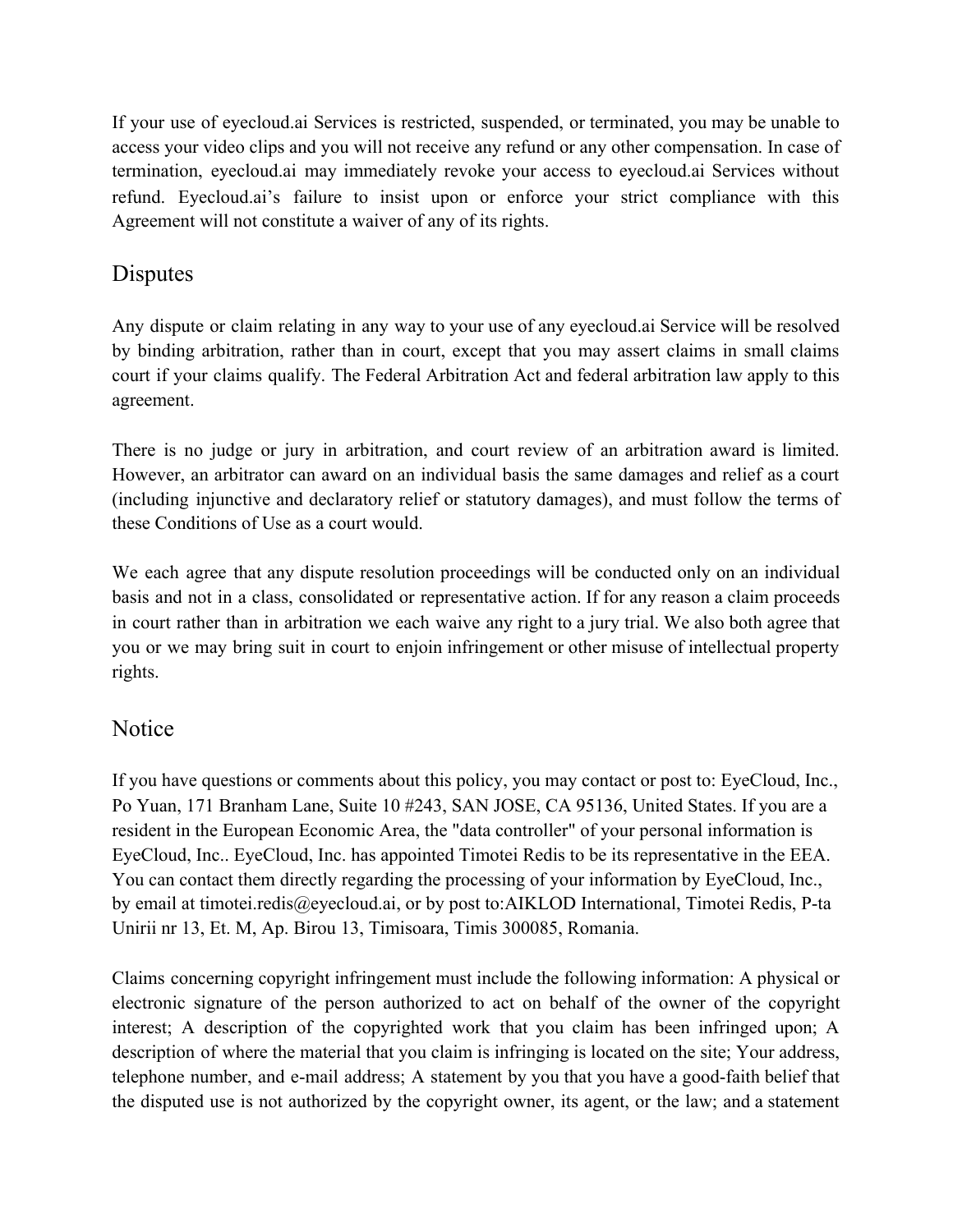If your use of eyecloud.ai Services is restricted, suspended, or terminated, you may be unable to access your video clips and you will not receive any refund or any other compensation. In case of termination, eyecloud.ai may immediately revoke your access to eyecloud.ai Services without refund. Eyecloud.ai's failure to insist upon or enforce your strict compliance with this Agreement will not constitute a waiver of any of its rights.

## Disputes

Any dispute or claim relating in any way to your use of any eyecloud.ai Service will be resolved by binding arbitration, rather than in court, except that you may assert claims in small claims court if your claims qualify. The Federal Arbitration Act and federal arbitration law apply to this agreement.

There is no judge or jury in arbitration, and court review of an arbitration award is limited. However, an arbitrator can award on an individual basis the same damages and relief as a court (including injunctive and declaratory relief or statutory damages), and must follow the terms of these Conditions of Use as a court would.

We each agree that any dispute resolution proceedings will be conducted only on an individual basis and not in a class, consolidated or representative action. If for any reason a claim proceeds in court rather than in arbitration we each waive any right to a jury trial. We also both agree that you or we may bring suit in court to enjoin infringement or other misuse of intellectual property rights.

## Notice

If you have questions or comments about this policy, you may contact or post to: EyeCloud, Inc., Po Yuan, 171 Branham Lane, Suite 10 #243, SAN JOSE, CA 95136, United States. If you are a resident in the European Economic Area, the "data controller" of your personal information is EyeCloud, Inc.. EyeCloud, Inc. has appointed Timotei Redis to be its representative in the EEA. You can contact them directly regarding the processing of your information by EyeCloud, Inc., by email at timotei.redis@eyecloud.ai, or by post to:AIKLOD International, Timotei Redis, P-ta Unirii nr 13, Et. M, Ap. Birou 13, Timisoara, Timis 300085, Romania.

Claims concerning copyright infringement must include the following information: A physical or electronic signature of the person authorized to act on behalf of the owner of the copyright interest; A description of the copyrighted work that you claim has been infringed upon; A description of where the material that you claim is infringing is located on the site; Your address, telephone number, and e-mail address; A statement by you that you have a good-faith belief that the disputed use is not authorized by the copyright owner, its agent, or the law; and a statement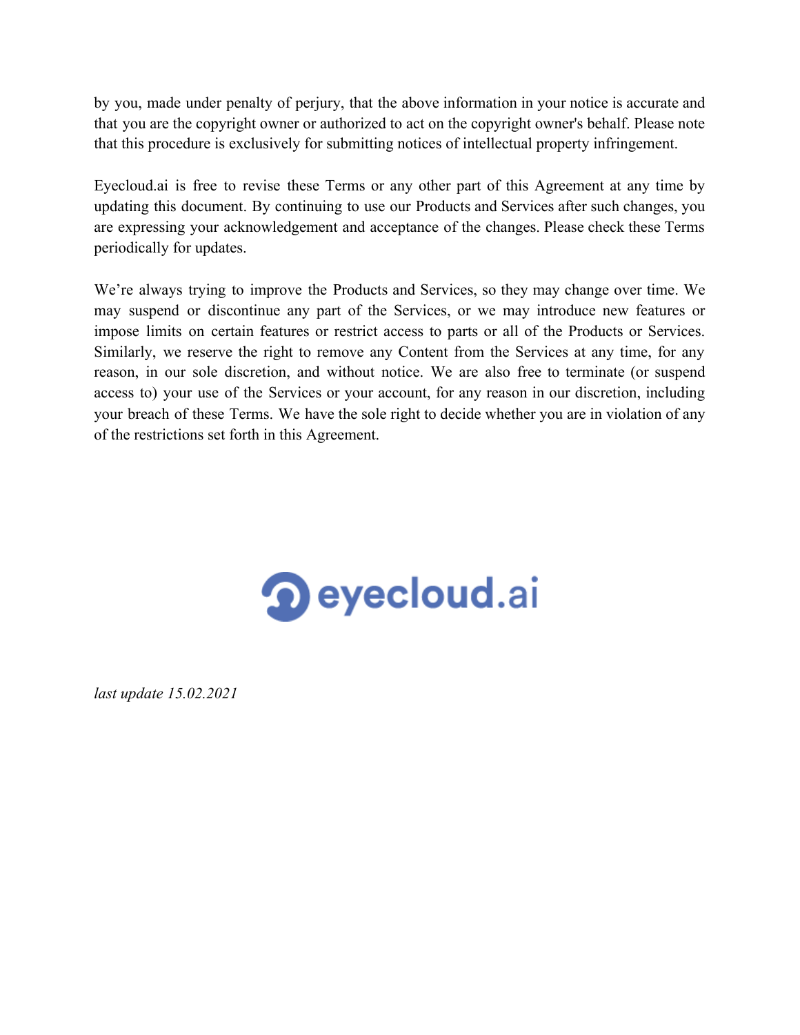by you, made under penalty of perjury, that the above information in your notice is accurate and that you are the copyright owner or authorized to act on the copyright owner's behalf. Please note that this procedure is exclusively for submitting notices of intellectual property infringement.

Eyecloud.ai is free to revise these Terms or any other part of this Agreement at any time by updating this document. By continuing to use our Products and Services after such changes, you are expressing your acknowledgement and acceptance of the changes. Please check these Terms periodically for updates.

We're always trying to improve the Products and Services, so they may change over time. We may suspend or discontinue any part of the Services, or we may introduce new features or impose limits on certain features or restrict access to parts or all of the Products or Services. Similarly, we reserve the right to remove any Content from the Services at any time, for any reason, in our sole discretion, and without notice. We are also free to terminate (or suspend access to) your use of the Services or your account, for any reason in our discretion, including your breach of these Terms. We have the sole right to decide whether you are in violation of any of the restrictions set forth in this Agreement.

eyecloud.ai

*last update 15.02.2021*